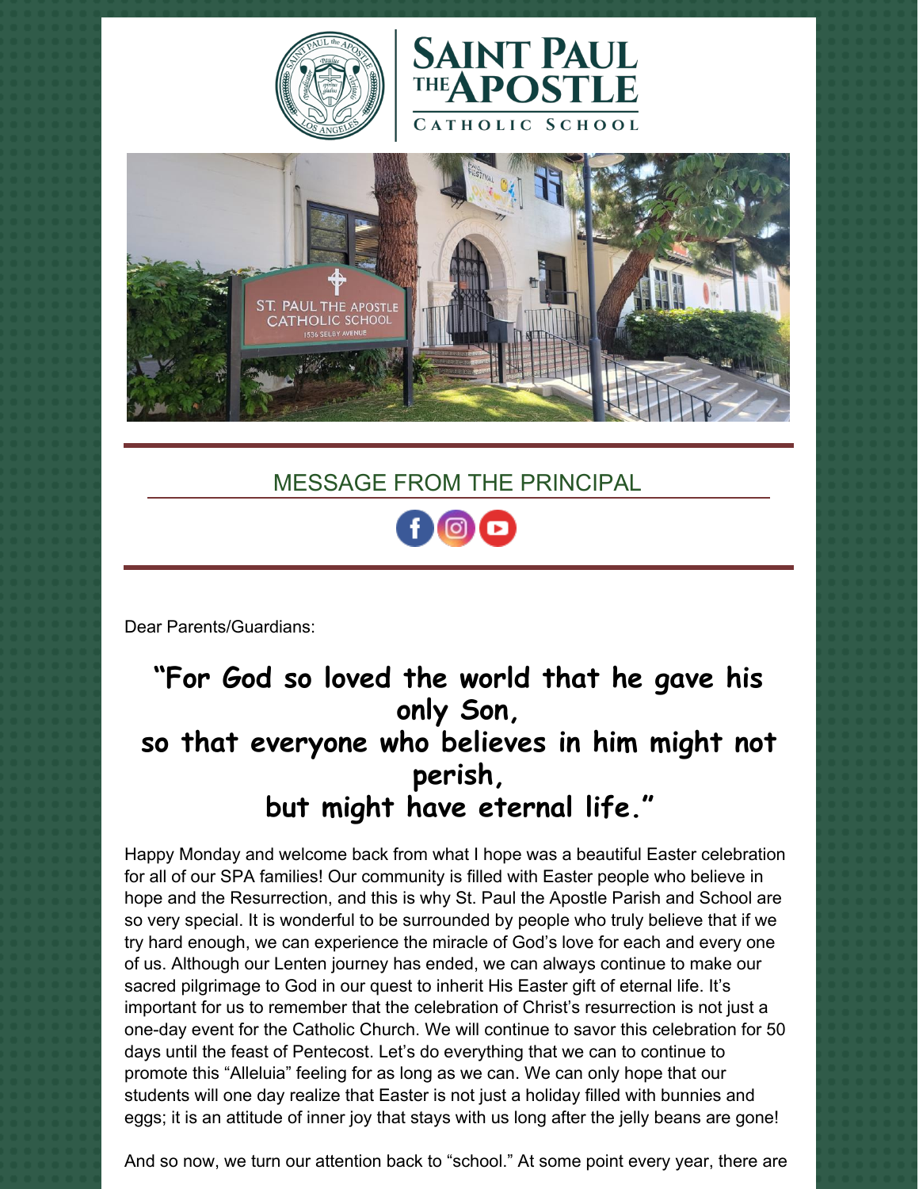# Saint Paul the Apostle Catholic School

## MESSAGE FROM THE PRINCIPAL

Dear Parents/Guardians:

**"For God so loved the world that he gave his only Son,
so that everyone who believes in him might not perish,
but might have eternal life."**

Happy Monday and welcome back from what I hope was a beautiful Easter celebration for all of our SPA families! Our community is filled with Easter people who believe in hope and the Resurrection, and this is why St. Paul the Apostle Parish and School are so very special. It is wonderful to be surrounded by people who truly believe that if we try hard enough, we can experience the miracle of God's love for each and every one of us. Although our Lenten journey has ended, we can always continue to make our sacred pilgrimage to God in our quest to inherit His Easter gift of eternal life. It's important for us to remember that the celebration of Christ's resurrection is not just a one-day event for the Catholic Church. We will continue to savor this celebration for 50 days until the feast of Pentecost. Let's do everything that we can to continue to promote this "Alleluia" feeling for as long as we can. We can only hope that our students will one day realize that Easter is not just a holiday filled with bunnies and eggs; it is an attitude of inner joy that stays with us long after the jelly beans are gone!

And so now, we turn our attention back to "school." At some point every year, there are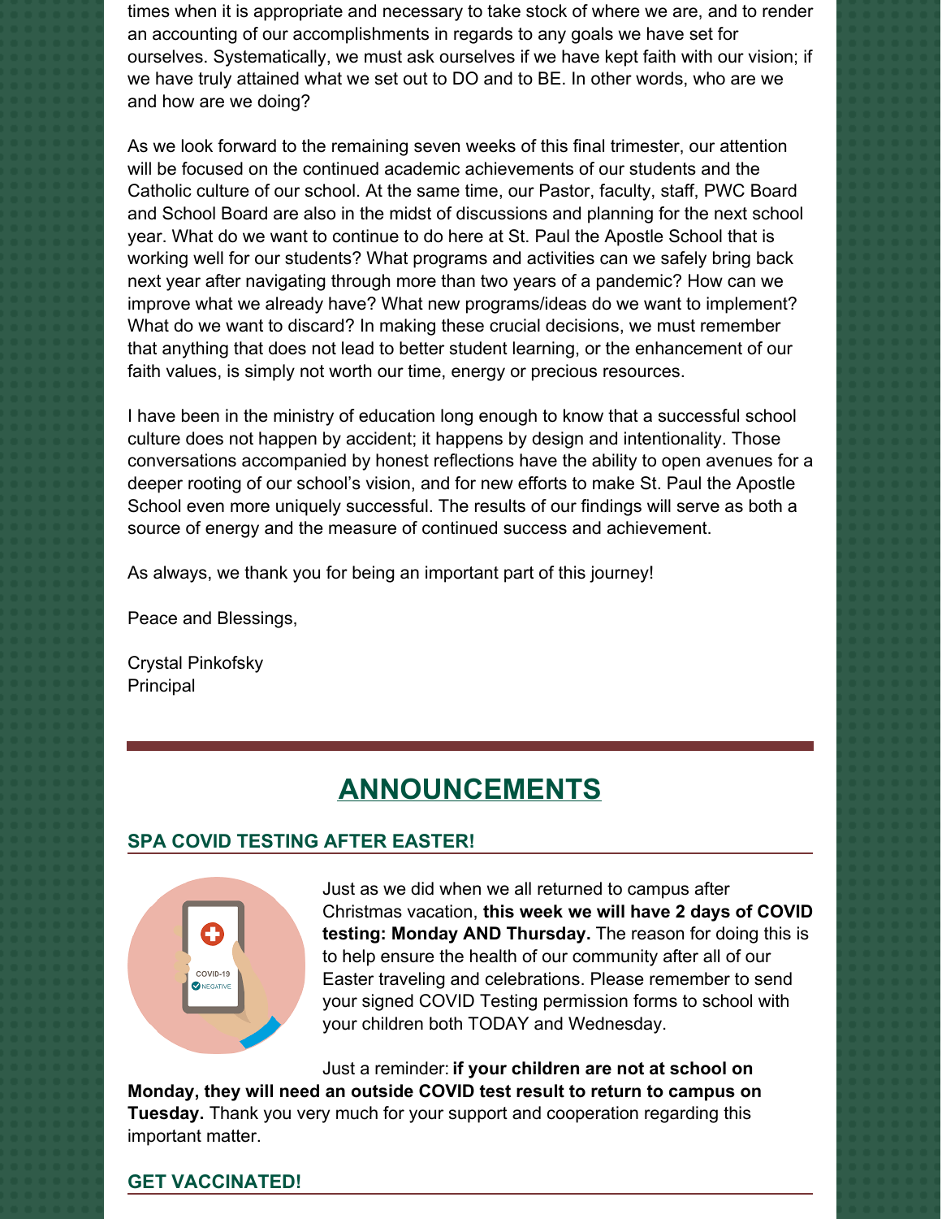times when it is appropriate and necessary to take stock of where we are, and to render an accounting of our accomplishments in regards to any goals we have set for ourselves. Systematically, we must ask ourselves if we have kept faith with our vision; if we have truly attained what we set out to DO and to BE. In other words, who are we and how are we doing?

As we look forward to the remaining seven weeks of this final trimester, our attention will be focused on the continued academic achievements of our students and the Catholic culture of our school. At the same time, our Pastor, faculty, staff, PWC Board and School Board are also in the midst of discussions and planning for the next school year. What do we want to continue to do here at St. Paul the Apostle School that is working well for our students? What programs and activities can we safely bring back next year after navigating through more than two years of a pandemic? How can we improve what we already have? What new programs/ideas do we want to implement? What do we want to discard? In making these crucial decisions, we must remember that anything that does not lead to better student learning, or the enhancement of our faith values, is simply not worth our time, energy or precious resources.

I have been in the ministry of education long enough to know that a successful school culture does not happen by accident; it happens by design and intentionality. Those conversations accompanied by honest reflections have the ability to open avenues for a deeper rooting of our school's vision, and for new efforts to make St. Paul the Apostle School even more uniquely successful. The results of our findings will serve as both a source of energy and the measure of continued success and achievement.

As always, we thank you for being an important part of this journey!

Peace and Blessings,

Crystal Pinkofsky
Principal

# ANNOUNCEMENTS

## SPA COVID TESTING AFTER EASTER!

Just as we did when we all returned to campus after Christmas vacation, **this week we will have 2 days of COVID testing: Monday AND Thursday.** The reason for doing this is to help ensure the health of our community after all of our Easter traveling and celebrations. Please remember to send your signed COVID Testing permission forms to school with your children both TODAY and Wednesday.

Just a reminder: **if your children are not at school on Monday, they will need an outside COVID test result to return to campus on Tuesday.** Thank you very much for your support and cooperation regarding this important matter.

## GET VACCINATED!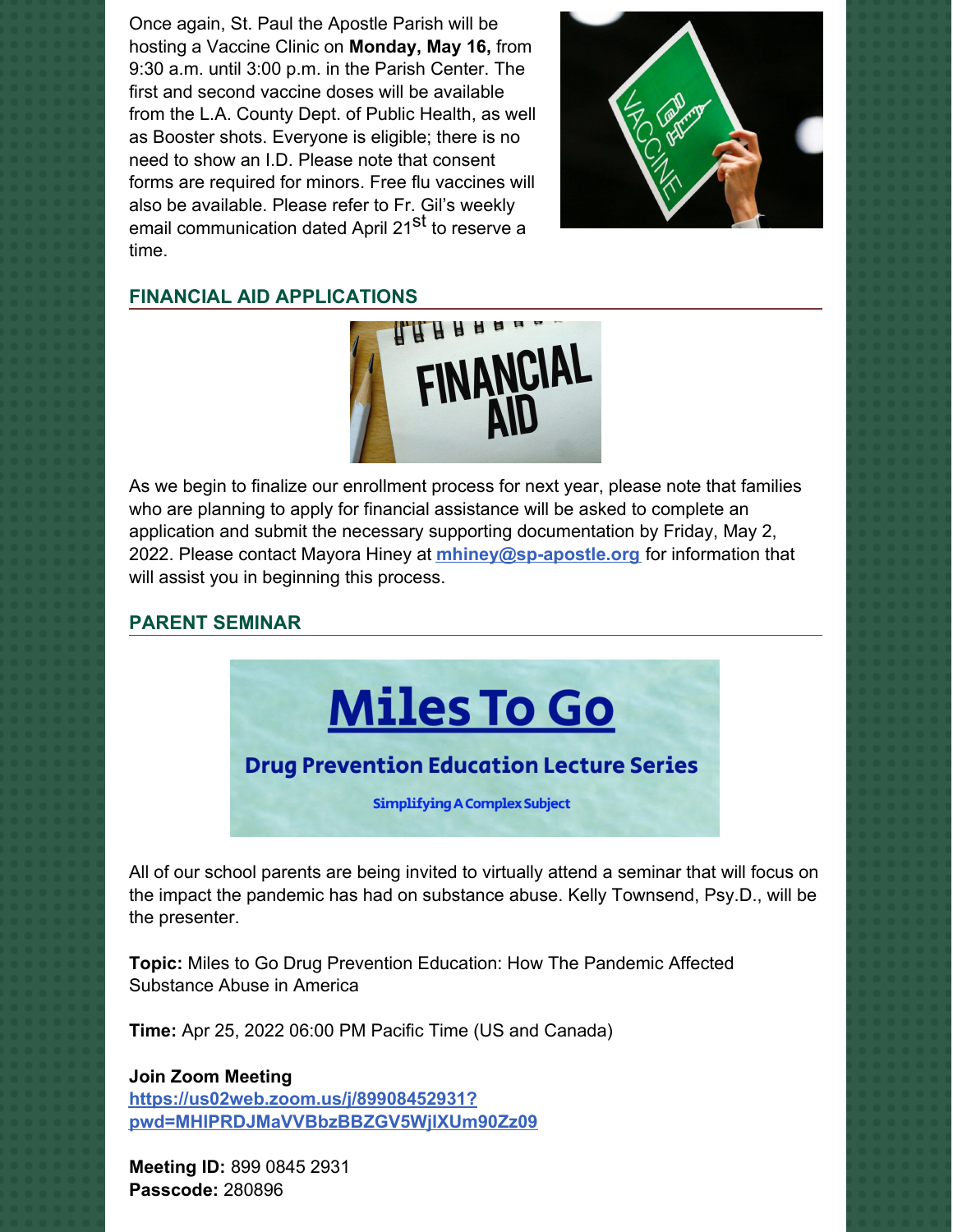Once again, St. Paul the Apostle Parish will be hosting a Vaccine Clinic on **Monday, May 16,** from 9:30 a.m. until 3:00 p.m. in the Parish Center. The first and second vaccine doses will be available from the L.A. County Dept. of Public Health, as well as Booster shots. Everyone is eligible; there is no need to show an I.D. Please note that consent forms are required for minors. Free flu vaccines will also be available. Please refer to Fr. Gil's weekly email communication dated April 21st to reserve a time.

## FINANCIAL AID APPLICATIONS

As we begin to finalize our enrollment process for next year, please note that families who are planning to apply for financial assistance will be asked to complete an application and submit the necessary supporting documentation by Friday, May 2, 2022. Please contact Mayora Hiney at **mhiney@sp-apostle.org** for information that will assist you in beginning this process.

## PARENT SEMINAR

**Miles To Go**

**Drug Prevention Education Lecture Series**

**Simplifying A Complex Subject**

All of our school parents are being invited to virtually attend a seminar that will focus on the impact the pandemic has had on substance abuse. Kelly Townsend, Psy.D., will be the presenter.

**Topic:** Miles to Go Drug Prevention Education: How The Pandemic Affected Substance Abuse in America

**Time:** Apr 25, 2022 06:00 PM Pacific Time (US and Canada)

**Join Zoom Meeting**
**https://us02web.zoom.us/j/89908452931?pwd=MHlPRDJMaVVBbzBBZGV5WjlXUm90Zz09**

**Meeting ID:** 899 0845 2931
**Passcode:** 280896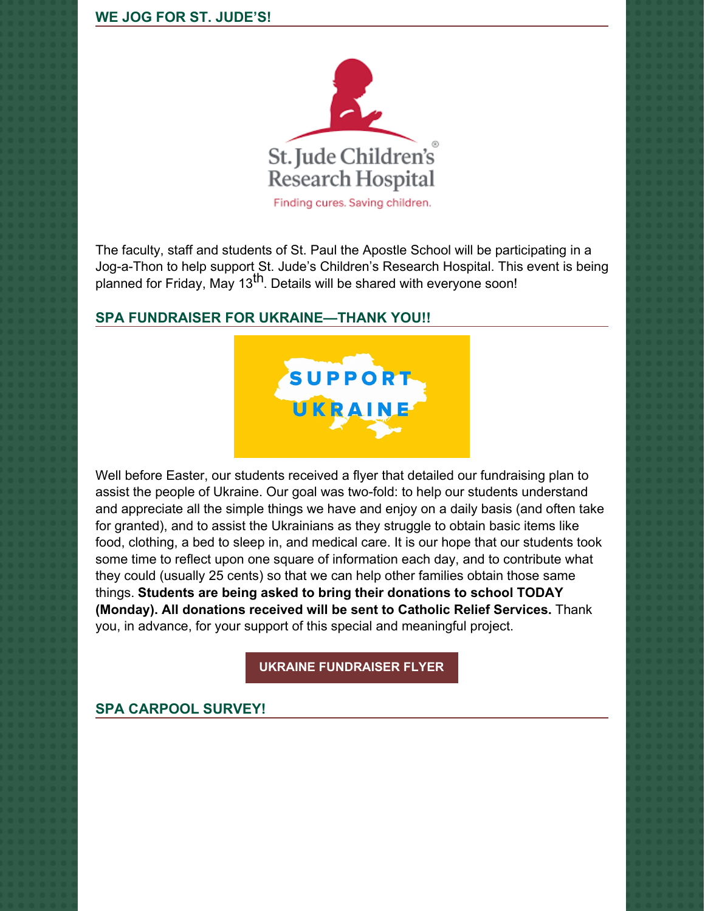## WE JOG FOR ST. JUDE'S!

The faculty, staff and students of St. Paul the Apostle School will be participating in a Jog-a-Thon to help support St. Jude's Children's Research Hospital. This event is being planned for Friday, May 13th. Details will be shared with everyone soon!

## SPA FUNDRAISER FOR UKRAINE—THANK YOU!!

Well before Easter, our students received a flyer that detailed our fundraising plan to assist the people of Ukraine. Our goal was two-fold: to help our students understand and appreciate all the simple things we have and enjoy on a daily basis (and often take for granted), and to assist the Ukrainians as they struggle to obtain basic items like food, clothing, a bed to sleep in, and medical care. It is our hope that our students took some time to reflect upon one square of information each day, and to contribute what they could (usually 25 cents) so that we can help other families obtain those same things. **Students are being asked to bring their donations to school TODAY (Monday). All donations received will be sent to Catholic Relief Services.** Thank you, in advance, for your support of this special and meaningful project.

**UKRAINE FUNDRAISER FLYER**

## SPA CARPOOL SURVEY!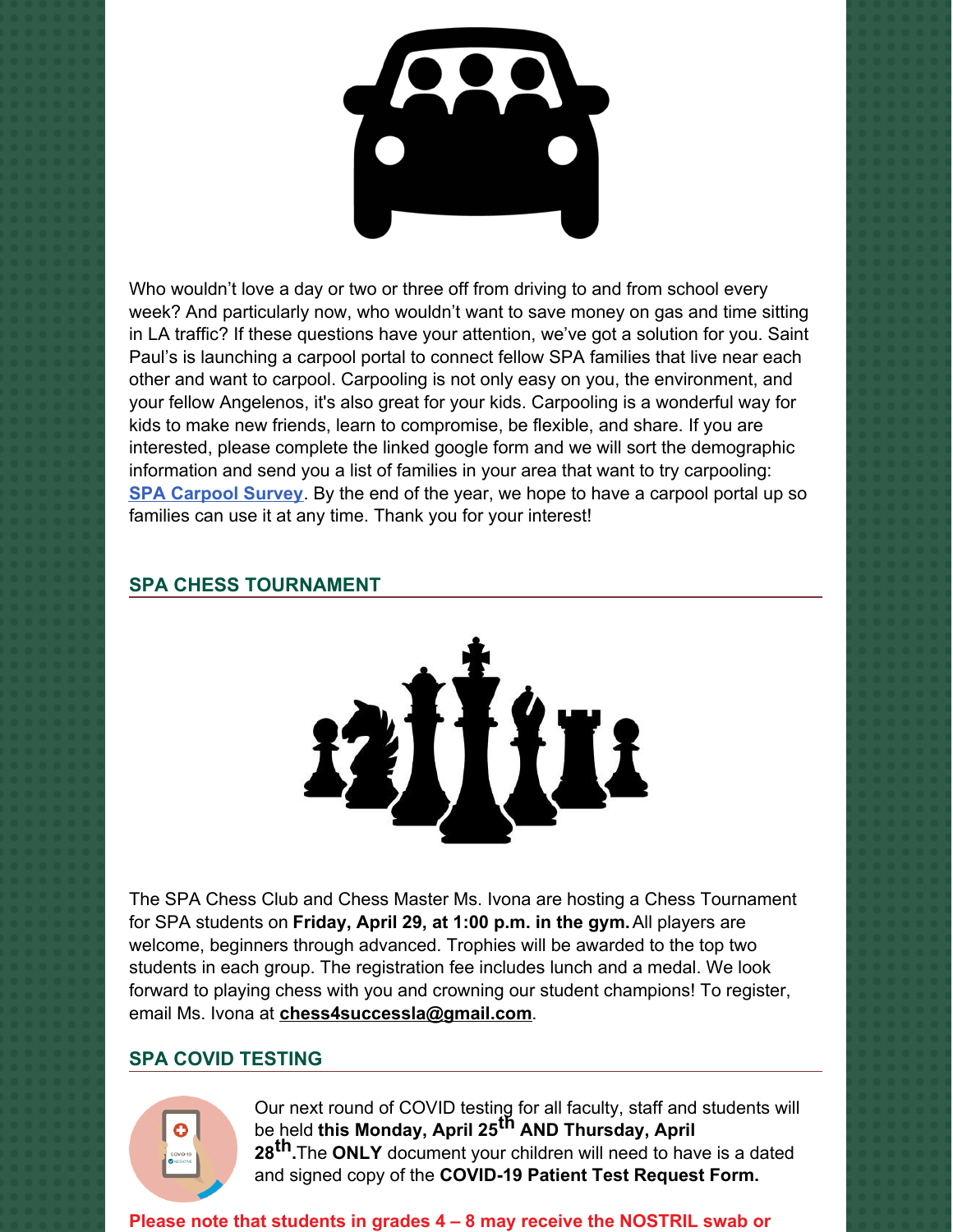Who wouldn't love a day or two or three off from driving to and from school every week? And particularly now, who wouldn't want to save money on gas and time sitting in LA traffic? If these questions have your attention, we've got a solution for you. Saint Paul's is launching a carpool portal to connect fellow SPA families that live near each other and want to carpool. Carpooling is not only easy on you, the environment, and your fellow Angelenos, it's also great for your kids. Carpooling is a wonderful way for kids to make new friends, learn to compromise, be flexible, and share. If you are interested, please complete the linked google form and we will sort the demographic information and send you a list of families in your area that want to try carpooling: **SPA Carpool Survey**. By the end of the year, we hope to have a carpool portal up so families can use it at any time. Thank you for your interest!

## SPA CHESS TOURNAMENT

The SPA Chess Club and Chess Master Ms. Ivona are hosting a Chess Tournament for SPA students on **Friday, April 29, at 1:00 p.m. in the gym.** All players are welcome, beginners through advanced. Trophies will be awarded to the top two students in each group. The registration fee includes lunch and a medal. We look forward to playing chess with you and crowning our student champions! To register, email Ms. Ivona at **chess4successla@gmail.com**.

## SPA COVID TESTING

Our next round of COVID testing for all faculty, staff and students will be held **this Monday, April 25th AND Thursday, April 28th**.The **ONLY** document your children will need to have is a dated and signed copy of the **COVID-19 Patient Test Request Form.**

**Please note that students in grades 4 – 8 may receive the NOSTRIL swab or**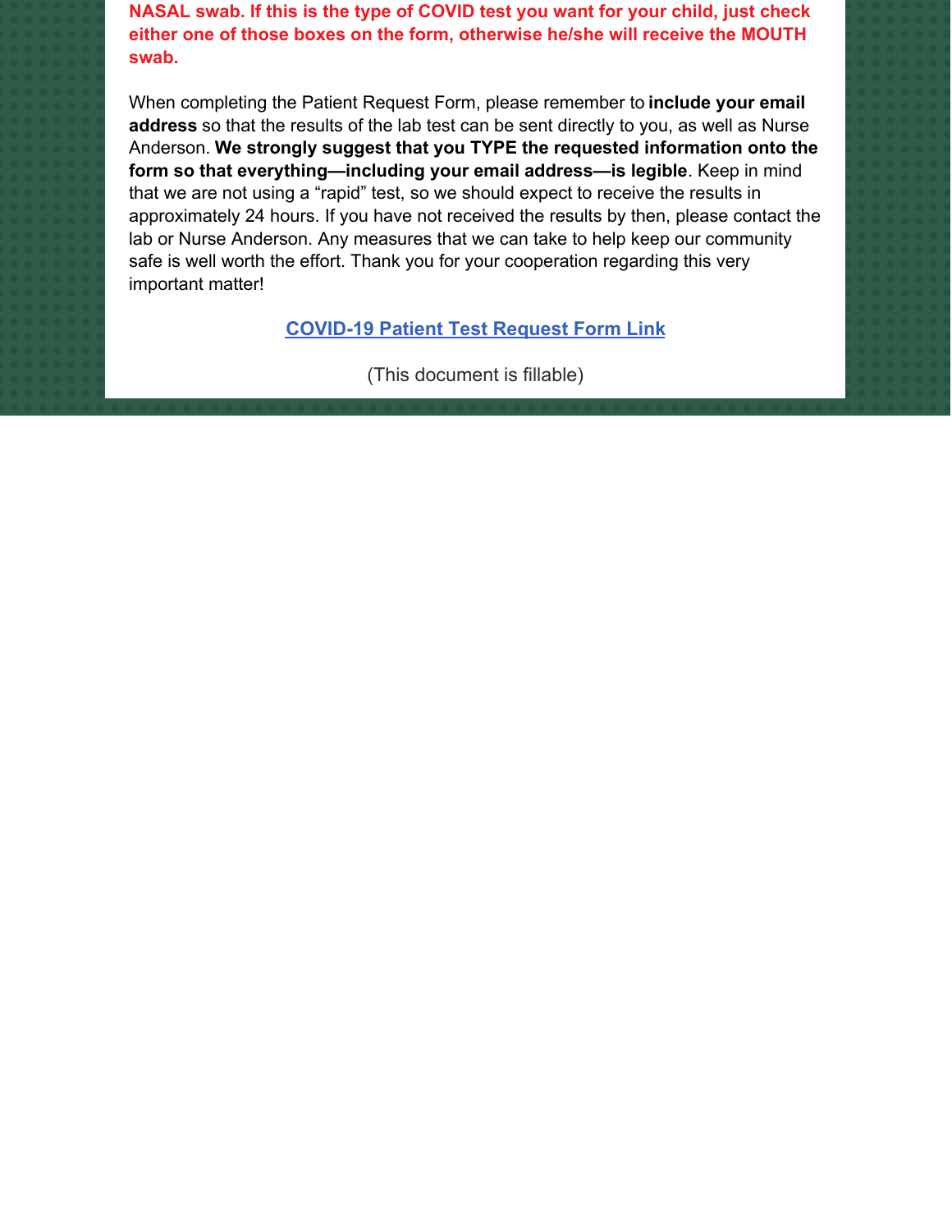**NASAL swab. If this is the type of COVID test you want for your child, just check either one of those boxes on the form, otherwise he/she will receive the MOUTH swab.**

When completing the Patient Request Form, please remember to **include your email address** so that the results of the lab test can be sent directly to you, as well as Nurse Anderson. **We strongly suggest that you TYPE the requested information onto the form so that everything—including your email address—is legible**. Keep in mind that we are not using a "rapid" test, so we should expect to receive the results in approximately 24 hours. If you have not received the results by then, please contact the lab or Nurse Anderson. Any measures that we can take to help keep our community safe is well worth the effort. Thank you for your cooperation regarding this very important matter!

**COVID-19 Patient Test Request Form Link**

(This document is fillable)